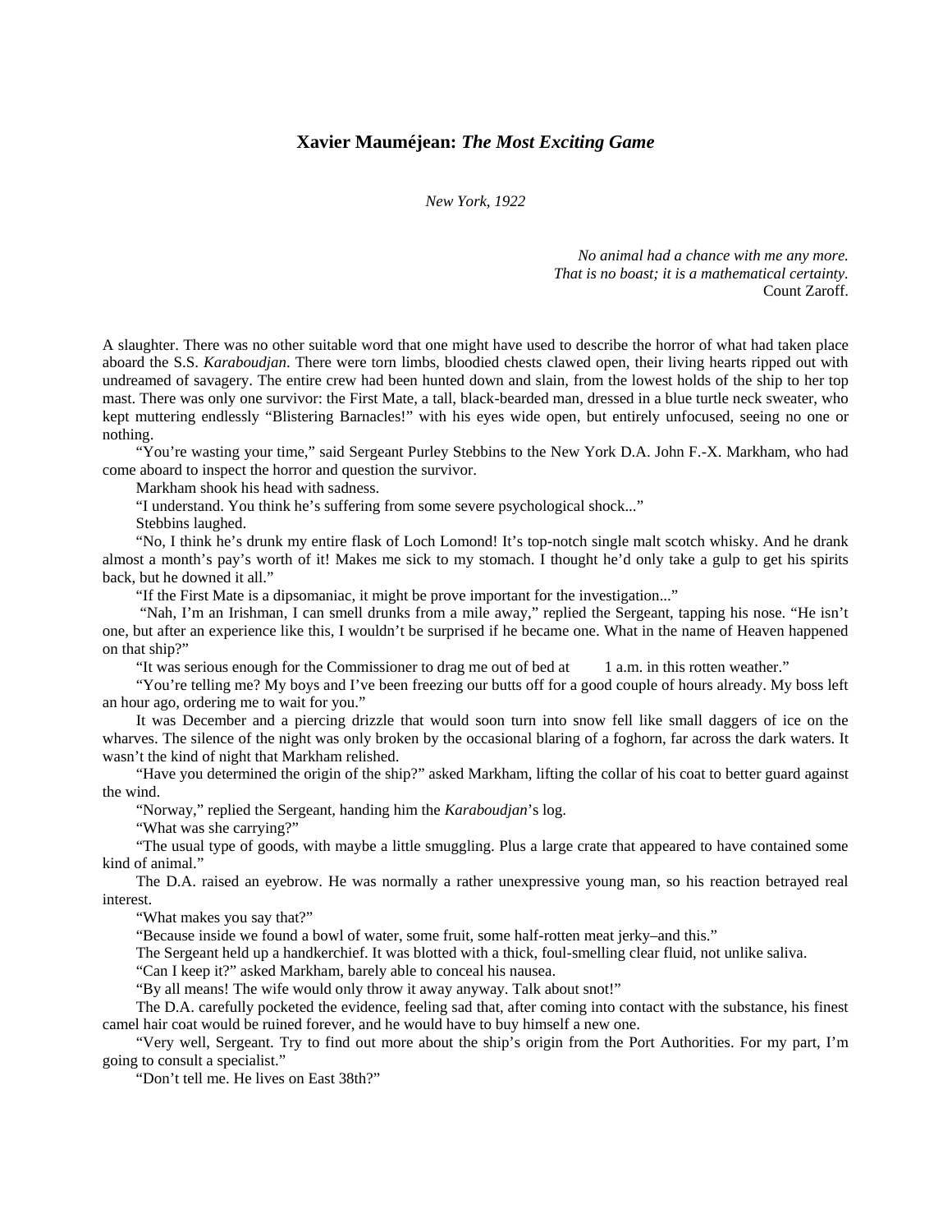# Xavier Mauméjean: *The Most Exciting Game*

*New York, 1922*

*No animal had a chance with me any more.*
*That is no boast; it is a mathematical certainty.*
Count Zaroff.

A slaughter. There was no other suitable word that one might have used to describe the horror of what had taken place aboard the S.S. *Karaboudjan*. There were torn limbs, bloodied chests clawed open, their living hearts ripped out with undreamed of savagery. The entire crew had been hunted down and slain, from the lowest holds of the ship to her top mast. There was only one survivor: the First Mate, a tall, black-bearded man, dressed in a blue turtle neck sweater, who kept muttering endlessly "Blistering Barnacles!" with his eyes wide open, but entirely unfocused, seeing no one or nothing.

"You're wasting your time," said Sergeant Purley Stebbins to the New York D.A. John F.-X. Markham, who had come aboard to inspect the horror and question the survivor.

Markham shook his head with sadness.

"I understand. You think he's suffering from some severe psychological shock..."

Stebbins laughed.

"No, I think he's drunk my entire flask of Loch Lomond! It's top-notch single malt scotch whisky. And he drank almost a month's pay's worth of it! Makes me sick to my stomach. I thought he'd only take a gulp to get his spirits back, but he downed it all."

"If the First Mate is a dipsomaniac, it might be prove important for the investigation..."

"Nah, I'm an Irishman, I can smell drunks from a mile away," replied the Sergeant, tapping his nose. "He isn't one, but after an experience like this, I wouldn't be surprised if he became one. What in the name of Heaven happened on that ship?"

"It was serious enough for the Commissioner to drag me out of bed at 1 a.m. in this rotten weather."

"You're telling me? My boys and I've been freezing our butts off for a good couple of hours already. My boss left an hour ago, ordering me to wait for you."

It was December and a piercing drizzle that would soon turn into snow fell like small daggers of ice on the wharves. The silence of the night was only broken by the occasional blaring of a foghorn, far across the dark waters. It wasn't the kind of night that Markham relished.

"Have you determined the origin of the ship?" asked Markham, lifting the collar of his coat to better guard against the wind.

"Norway," replied the Sergeant, handing him the *Karaboudjan*'s log.

"What was she carrying?"

"The usual type of goods, with maybe a little smuggling. Plus a large crate that appeared to have contained some kind of animal."

The D.A. raised an eyebrow. He was normally a rather unexpressive young man, so his reaction betrayed real interest.

"What makes you say that?"

"Because inside we found a bowl of water, some fruit, some half-rotten meat jerky–and this."

The Sergeant held up a handkerchief. It was blotted with a thick, foul-smelling clear fluid, not unlike saliva.

"Can I keep it?" asked Markham, barely able to conceal his nausea.

"By all means! The wife would only throw it away anyway. Talk about snot!"

The D.A. carefully pocketed the evidence, feeling sad that, after coming into contact with the substance, his finest camel hair coat would be ruined forever, and he would have to buy himself a new one.

"Very well, Sergeant. Try to find out more about the ship's origin from the Port Authorities. For my part, I'm going to consult a specialist."

"Don't tell me. He lives on East 38th?"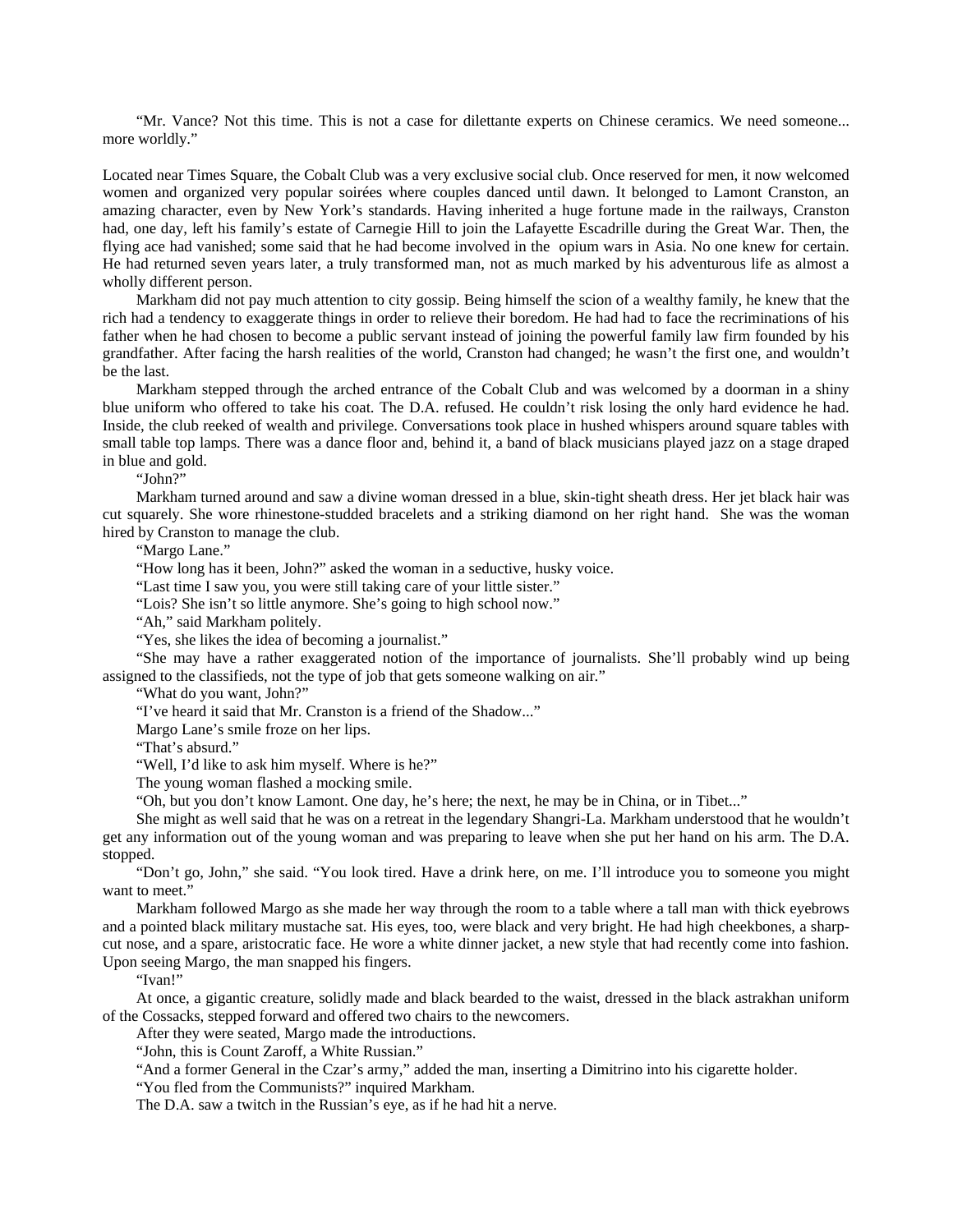"Mr. Vance? Not this time. This is not a case for dilettante experts on Chinese ceramics. We need someone... more worldly."

Located near Times Square, the Cobalt Club was a very exclusive social club. Once reserved for men, it now welcomed women and organized very popular soirées where couples danced until dawn. It belonged to Lamont Cranston, an amazing character, even by New York's standards. Having inherited a huge fortune made in the railways, Cranston had, one day, left his family's estate of Carnegie Hill to join the Lafayette Escadrille during the Great War. Then, the flying ace had vanished; some said that he had become involved in the opium wars in Asia. No one knew for certain. He had returned seven years later, a truly transformed man, not as much marked by his adventurous life as almost a wholly different person.

Markham did not pay much attention to city gossip. Being himself the scion of a wealthy family, he knew that the rich had a tendency to exaggerate things in order to relieve their boredom. He had had to face the recriminations of his father when he had chosen to become a public servant instead of joining the powerful family law firm founded by his grandfather. After facing the harsh realities of the world, Cranston had changed; he wasn't the first one, and wouldn't be the last.

Markham stepped through the arched entrance of the Cobalt Club and was welcomed by a doorman in a shiny blue uniform who offered to take his coat. The D.A. refused. He couldn't risk losing the only hard evidence he had. Inside, the club reeked of wealth and privilege. Conversations took place in hushed whispers around square tables with small table top lamps. There was a dance floor and, behind it, a band of black musicians played jazz on a stage draped in blue and gold.

"John?"

Markham turned around and saw a divine woman dressed in a blue, skin-tight sheath dress. Her jet black hair was cut squarely. She wore rhinestone-studded bracelets and a striking diamond on her right hand. She was the woman hired by Cranston to manage the club.

"Margo Lane."

"How long has it been, John?" asked the woman in a seductive, husky voice.

"Last time I saw you, you were still taking care of your little sister."

"Lois? She isn't so little anymore. She's going to high school now."

"Ah," said Markham politely.

"Yes, she likes the idea of becoming a journalist."

"She may have a rather exaggerated notion of the importance of journalists. She'll probably wind up being assigned to the classifieds, not the type of job that gets someone walking on air."

"What do you want, John?"

"I've heard it said that Mr. Cranston is a friend of the Shadow..."

Margo Lane's smile froze on her lips.

"That's absurd."

"Well, I'd like to ask him myself. Where is he?"

The young woman flashed a mocking smile.

"Oh, but you don't know Lamont. One day, he's here; the next, he may be in China, or in Tibet..."

She might as well said that he was on a retreat in the legendary Shangri-La. Markham understood that he wouldn't get any information out of the young woman and was preparing to leave when she put her hand on his arm. The D.A. stopped.

"Don't go, John," she said. "You look tired. Have a drink here, on me. I'll introduce you to someone you might want to meet."

Markham followed Margo as she made her way through the room to a table where a tall man with thick eyebrows and a pointed black military mustache sat. His eyes, too, were black and very bright. He had high cheekbones, a sharp-cut nose, and a spare, aristocratic face. He wore a white dinner jacket, a new style that had recently come into fashion. Upon seeing Margo, the man snapped his fingers.

"Ivan!"

At once, a gigantic creature, solidly made and black bearded to the waist, dressed in the black astrakhan uniform of the Cossacks, stepped forward and offered two chairs to the newcomers.

After they were seated, Margo made the introductions.

"John, this is Count Zaroff, a White Russian."

"And a former General in the Czar's army," added the man, inserting a Dimitrino into his cigarette holder.

"You fled from the Communists?" inquired Markham.

The D.A. saw a twitch in the Russian's eye, as if he had hit a nerve.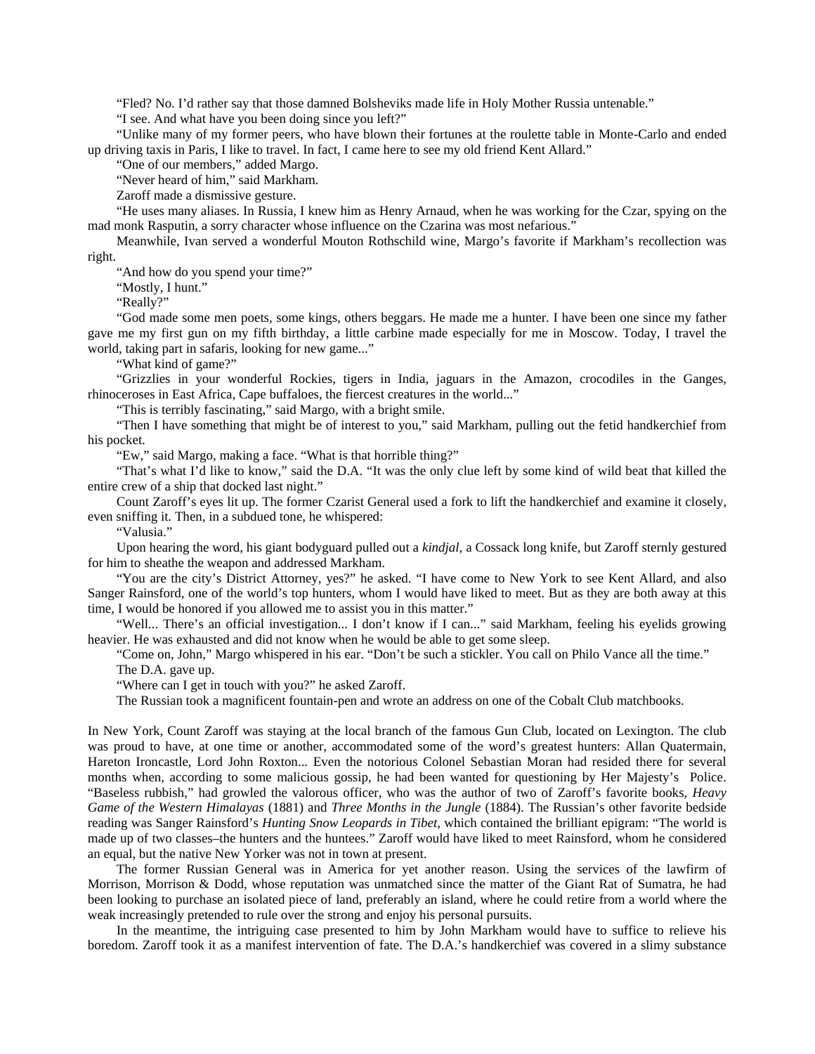"Fled? No. I'd rather say that those damned Bolsheviks made life in Holy Mother Russia untenable."

"I see. And what have you been doing since you left?"

"Unlike many of my former peers, who have blown their fortunes at the roulette table in Monte-Carlo and ended up driving taxis in Paris, I like to travel. In fact, I came here to see my old friend Kent Allard."

"One of our members," added Margo.

"Never heard of him," said Markham.

Zaroff made a dismissive gesture.

"He uses many aliases. In Russia, I knew him as Henry Arnaud, when he was working for the Czar, spying on the mad monk Rasputin, a sorry character whose influence on the Czarina was most nefarious."

Meanwhile, Ivan served a wonderful Mouton Rothschild wine, Margo's favorite if Markham's recollection was right.

"And how do you spend your time?"

"Mostly, I hunt."

"Really?"

"God made some men poets, some kings, others beggars. He made me a hunter. I have been one since my father gave me my first gun on my fifth birthday, a little carbine made especially for me in Moscow. Today, I travel the world, taking part in safaris, looking for new game..."

"What kind of game?"

"Grizzlies in your wonderful Rockies, tigers in India, jaguars in the Amazon, crocodiles in the Ganges, rhinoceroses in East Africa, Cape buffaloes, the fiercest creatures in the world..."

"This is terribly fascinating," said Margo, with a bright smile.

"Then I have something that might be of interest to you," said Markham, pulling out the fetid handkerchief from his pocket.

"Ew," said Margo, making a face. "What is that horrible thing?"

"That's what I'd like to know," said the D.A. "It was the only clue left by some kind of wild beat that killed the entire crew of a ship that docked last night."

Count Zaroff's eyes lit up. The former Czarist General used a fork to lift the handkerchief and examine it closely, even sniffing it. Then, in a subdued tone, he whispered:

"Valusia."

Upon hearing the word, his giant bodyguard pulled out a *kindjal*, a Cossack long knife, but Zaroff sternly gestured for him to sheathe the weapon and addressed Markham.

"You are the city's District Attorney, yes?" he asked. "I have come to New York to see Kent Allard, and also Sanger Rainsford, one of the world's top hunters, whom I would have liked to meet. But as they are both away at this time, I would be honored if you allowed me to assist you in this matter."

"Well... There's an official investigation... I don't know if I can..." said Markham, feeling his eyelids growing heavier. He was exhausted and did not know when he would be able to get some sleep.

"Come on, John," Margo whispered in his ear. "Don't be such a stickler. You call on Philo Vance all the time."

The D.A. gave up.

"Where can I get in touch with you?" he asked Zaroff.

The Russian took a magnificent fountain-pen and wrote an address on one of the Cobalt Club matchbooks.

In New York, Count Zaroff was staying at the local branch of the famous Gun Club, located on Lexington. The club was proud to have, at one time or another, accommodated some of the word's greatest hunters: Allan Quatermain, Hareton Ironcastle, Lord John Roxton... Even the notorious Colonel Sebastian Moran had resided there for several months when, according to some malicious gossip, he had been wanted for questioning by Her Majesty's Police. "Baseless rubbish," had growled the valorous officer, who was the author of two of Zaroff's favorite books, *Heavy Game of the Western Himalayas* (1881) and *Three Months in the Jungle* (1884). The Russian's other favorite bedside reading was Sanger Rainsford's *Hunting Snow Leopards in Tibet*, which contained the brilliant epigram: "The world is made up of two classes–the hunters and the huntees." Zaroff would have liked to meet Rainsford, whom he considered an equal, but the native New Yorker was not in town at present.

The former Russian General was in America for yet another reason. Using the services of the lawfirm of Morrison, Morrison & Dodd, whose reputation was unmatched since the matter of the Giant Rat of Sumatra, he had been looking to purchase an isolated piece of land, preferably an island, where he could retire from a world where the weak increasingly pretended to rule over the strong and enjoy his personal pursuits.

In the meantime, the intriguing case presented to him by John Markham would have to suffice to relieve his boredom. Zaroff took it as a manifest intervention of fate. The D.A.'s handkerchief was covered in a slimy substance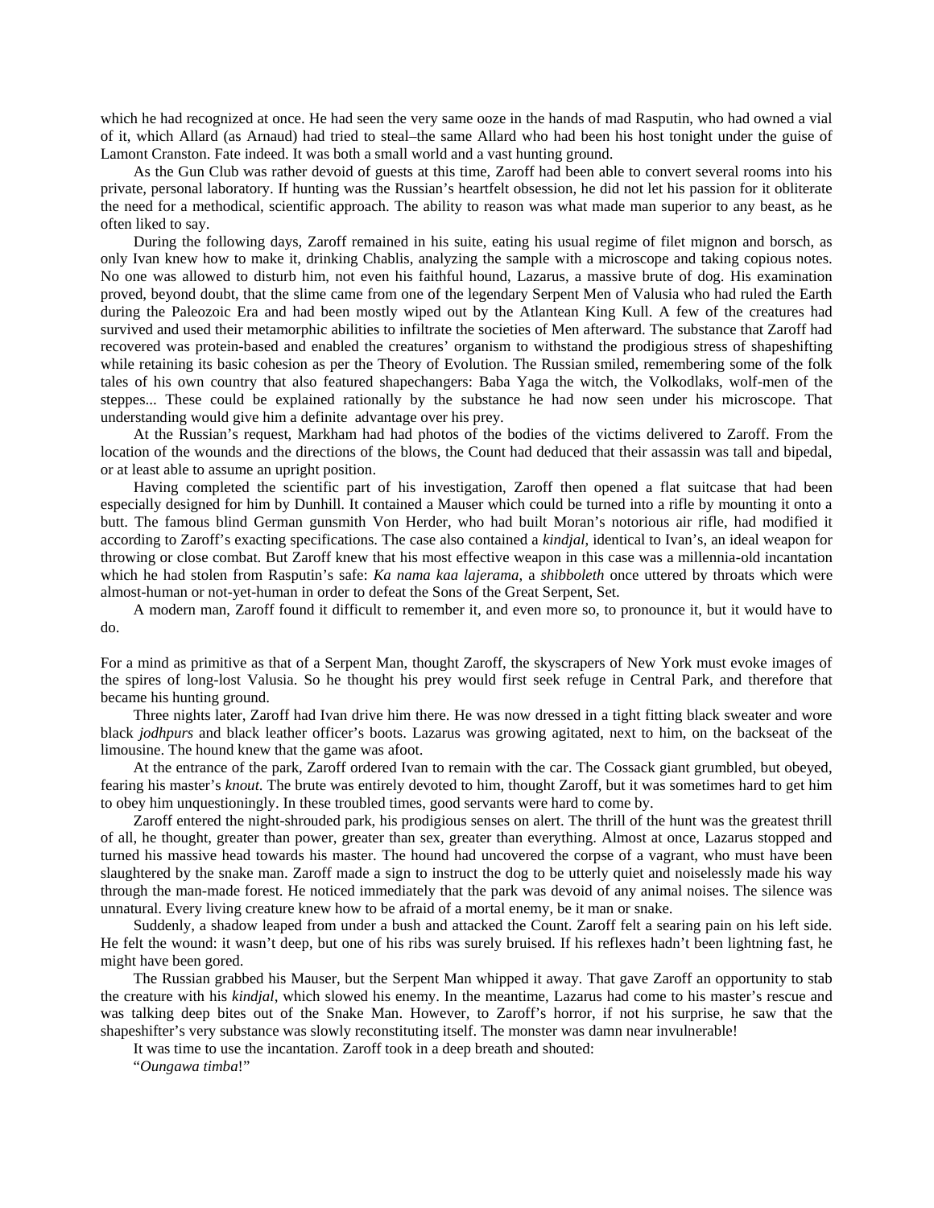which he had recognized at once. He had seen the very same ooze in the hands of mad Rasputin, who had owned a vial of it, which Allard (as Arnaud) had tried to steal–the same Allard who had been his host tonight under the guise of Lamont Cranston. Fate indeed. It was both a small world and a vast hunting ground.

As the Gun Club was rather devoid of guests at this time, Zaroff had been able to convert several rooms into his private, personal laboratory. If hunting was the Russian's heartfelt obsession, he did not let his passion for it obliterate the need for a methodical, scientific approach. The ability to reason was what made man superior to any beast, as he often liked to say.

During the following days, Zaroff remained in his suite, eating his usual regime of filet mignon and borsch, as only Ivan knew how to make it, drinking Chablis, analyzing the sample with a microscope and taking copious notes. No one was allowed to disturb him, not even his faithful hound, Lazarus, a massive brute of dog. His examination proved, beyond doubt, that the slime came from one of the legendary Serpent Men of Valusia who had ruled the Earth during the Paleozoic Era and had been mostly wiped out by the Atlantean King Kull. A few of the creatures had survived and used their metamorphic abilities to infiltrate the societies of Men afterward. The substance that Zaroff had recovered was protein-based and enabled the creatures' organism to withstand the prodigious stress of shapeshifting while retaining its basic cohesion as per the Theory of Evolution. The Russian smiled, remembering some of the folk tales of his own country that also featured shapechangers: Baba Yaga the witch, the Volkodlaks, wolf-men of the steppes... These could be explained rationally by the substance he had now seen under his microscope. That understanding would give him a definite advantage over his prey.

At the Russian's request, Markham had had photos of the bodies of the victims delivered to Zaroff. From the location of the wounds and the directions of the blows, the Count had deduced that their assassin was tall and bipedal, or at least able to assume an upright position.

Having completed the scientific part of his investigation, Zaroff then opened a flat suitcase that had been especially designed for him by Dunhill. It contained a Mauser which could be turned into a rifle by mounting it onto a butt. The famous blind German gunsmith Von Herder, who had built Moran's notorious air rifle, had modified it according to Zaroff's exacting specifications. The case also contained a *kindjal*, identical to Ivan's, an ideal weapon for throwing or close combat. But Zaroff knew that his most effective weapon in this case was a millennia-old incantation which he had stolen from Rasputin's safe: *Ka nama kaa lajerama*, a *shibboleth* once uttered by throats which were almost-human or not-yet-human in order to defeat the Sons of the Great Serpent, Set.

A modern man, Zaroff found it difficult to remember it, and even more so, to pronounce it, but it would have to do.

For a mind as primitive as that of a Serpent Man, thought Zaroff, the skyscrapers of New York must evoke images of the spires of long-lost Valusia. So he thought his prey would first seek refuge in Central Park, and therefore that became his hunting ground.

Three nights later, Zaroff had Ivan drive him there. He was now dressed in a tight fitting black sweater and wore black *jodhpurs* and black leather officer's boots. Lazarus was growing agitated, next to him, on the backseat of the limousine. The hound knew that the game was afoot.

At the entrance of the park, Zaroff ordered Ivan to remain with the car. The Cossack giant grumbled, but obeyed, fearing his master's *knout*. The brute was entirely devoted to him, thought Zaroff, but it was sometimes hard to get him to obey him unquestioningly. In these troubled times, good servants were hard to come by.

Zaroff entered the night-shrouded park, his prodigious senses on alert. The thrill of the hunt was the greatest thrill of all, he thought, greater than power, greater than sex, greater than everything. Almost at once, Lazarus stopped and turned his massive head towards his master. The hound had uncovered the corpse of a vagrant, who must have been slaughtered by the snake man. Zaroff made a sign to instruct the dog to be utterly quiet and noiselessly made his way through the man-made forest. He noticed immediately that the park was devoid of any animal noises. The silence was unnatural. Every living creature knew how to be afraid of a mortal enemy, be it man or snake.

Suddenly, a shadow leaped from under a bush and attacked the Count. Zaroff felt a searing pain on his left side. He felt the wound: it wasn't deep, but one of his ribs was surely bruised. If his reflexes hadn't been lightning fast, he might have been gored.

The Russian grabbed his Mauser, but the Serpent Man whipped it away. That gave Zaroff an opportunity to stab the creature with his *kindjal*, which slowed his enemy. In the meantime, Lazarus had come to his master's rescue and was talking deep bites out of the Snake Man. However, to Zaroff's horror, if not his surprise, he saw that the shapeshifter's very substance was slowly reconstituting itself. The monster was damn near invulnerable!

It was time to use the incantation. Zaroff took in a deep breath and shouted:

"*Oungawa timba*!"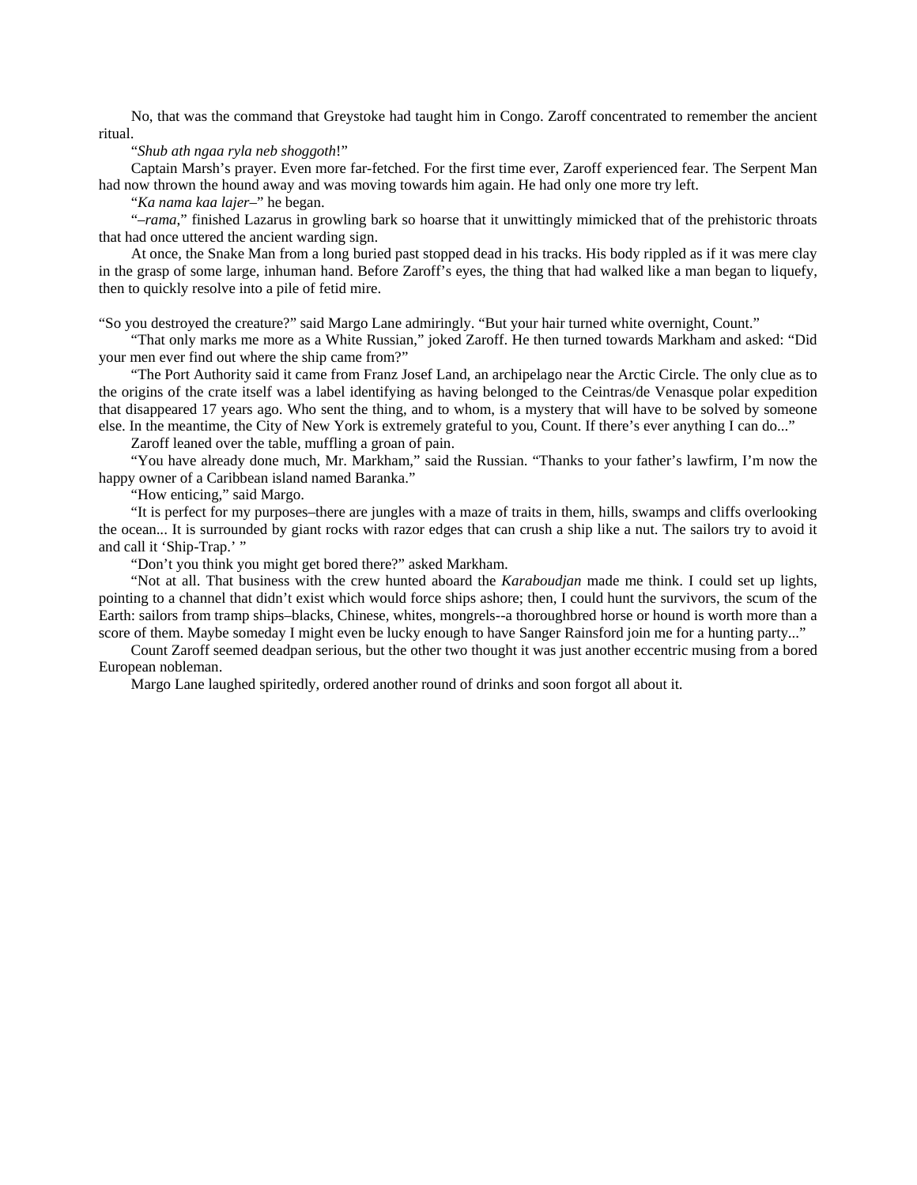No, that was the command that Greystoke had taught him in Congo. Zaroff concentrated to remember the ancient ritual.

"*Shub ath ngaa ryla neb shoggoth*!"

Captain Marsh's prayer. Even more far-fetched. For the first time ever, Zaroff experienced fear. The Serpent Man had now thrown the hound away and was moving towards him again. He had only one more try left.

"*Ka nama kaa lajer*–" he began.

"–*rama*," finished Lazarus in growling bark so hoarse that it unwittingly mimicked that of the prehistoric throats that had once uttered the ancient warding sign.

At once, the Snake Man from a long buried past stopped dead in his tracks. His body rippled as if it was mere clay in the grasp of some large, inhuman hand. Before Zaroff's eyes, the thing that had walked like a man began to liquefy, then to quickly resolve into a pile of fetid mire.

"So you destroyed the creature?" said Margo Lane admiringly. "But your hair turned white overnight, Count."

"That only marks me more as a White Russian," joked Zaroff. He then turned towards Markham and asked: "Did your men ever find out where the ship came from?"

"The Port Authority said it came from Franz Josef Land, an archipelago near the Arctic Circle. The only clue as to the origins of the crate itself was a label identifying as having belonged to the Ceintras/de Venasque polar expedition that disappeared 17 years ago. Who sent the thing, and to whom, is a mystery that will have to be solved by someone else. In the meantime, the City of New York is extremely grateful to you, Count. If there's ever anything I can do..."

Zaroff leaned over the table, muffling a groan of pain.

"You have already done much, Mr. Markham," said the Russian. "Thanks to your father's lawfirm, I'm now the happy owner of a Caribbean island named Baranka."

"How enticing," said Margo.

"It is perfect for my purposes–there are jungles with a maze of traits in them, hills, swamps and cliffs overlooking the ocean... It is surrounded by giant rocks with razor edges that can crush a ship like a nut. The sailors try to avoid it and call it 'Ship-Trap.' "

"Don't you think you might get bored there?" asked Markham.

"Not at all. That business with the crew hunted aboard the *Karaboudjan* made me think. I could set up lights, pointing to a channel that didn't exist which would force ships ashore; then, I could hunt the survivors, the scum of the Earth: sailors from tramp ships–blacks, Chinese, whites, mongrels--a thoroughbred horse or hound is worth more than a score of them. Maybe someday I might even be lucky enough to have Sanger Rainsford join me for a hunting party..."

Count Zaroff seemed deadpan serious, but the other two thought it was just another eccentric musing from a bored European nobleman.

Margo Lane laughed spiritedly, ordered another round of drinks and soon forgot all about it.